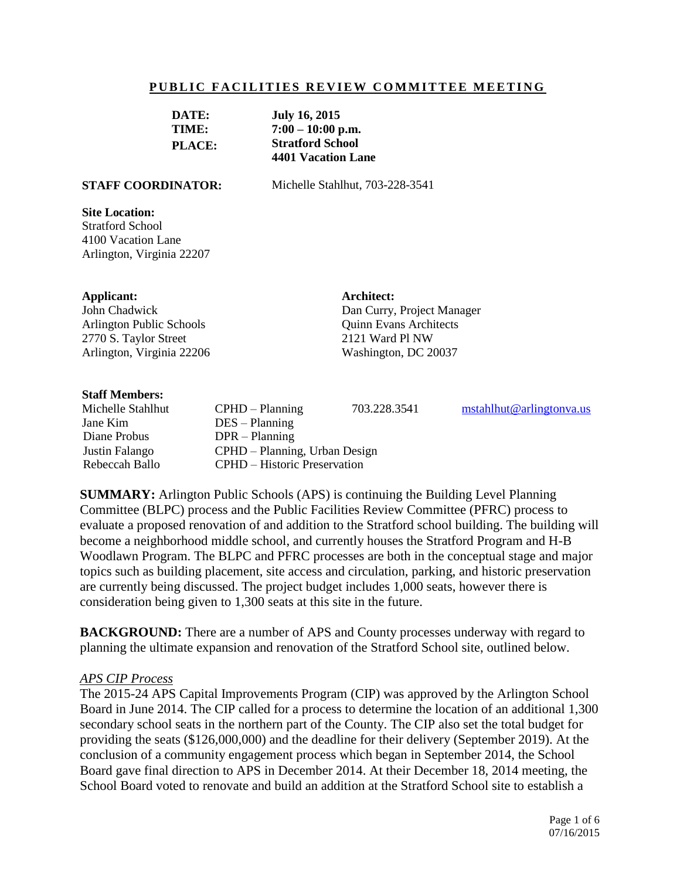## PUBLIC FACILITIES REVIEW COMMITTEE MEETING

**DATE:** **July 16, 2015**
**TIME:** **7:00 – 10:00 p.m.**
**PLACE:** **Stratford School**
**4401 Vacation Lane**

**STAFF COORDINATOR:** Michelle Stahlhut, 703-228-3541

**Site Location:**
Stratford School
4100 Vacation Lane
Arlington, Virginia 22207

**Applicant:**
John Chadwick
Arlington Public Schools
2770 S. Taylor Street
Arlington, Virginia 22206

**Architect:**
Dan Curry, Project Manager
Quinn Evans Architects
2121 Ward Pl NW
Washington, DC 20037

**Staff Members:**

| | | | |
|---|---|---|---|
| Michelle Stahlhut | CPHD – Planning | 703.228.3541 | mstahlhut@arlingtonva.us |
| Jane Kim | DES – Planning | | |
| Diane Probus | DPR – Planning | | |
| Justin Falango | CPHD – Planning, Urban Design | | |
| Rebeccah Ballo | CPHD – Historic Preservation | | |

**SUMMARY:** Arlington Public Schools (APS) is continuing the Building Level Planning Committee (BLPC) process and the Public Facilities Review Committee (PFRC) process to evaluate a proposed renovation of and addition to the Stratford school building. The building will become a neighborhood middle school, and currently houses the Stratford Program and H-B Woodlawn Program. The BLPC and PFRC processes are both in the conceptual stage and major topics such as building placement, site access and circulation, parking, and historic preservation are currently being discussed. The project budget includes 1,000 seats, however there is consideration being given to 1,300 seats at this site in the future.

**BACKGROUND:** There are a number of APS and County processes underway with regard to planning the ultimate expansion and renovation of the Stratford School site, outlined below.

*APS CIP Process*

The 2015-24 APS Capital Improvements Program (CIP) was approved by the Arlington School Board in June 2014. The CIP called for a process to determine the location of an additional 1,300 secondary school seats in the northern part of the County. The CIP also set the total budget for providing the seats ($126,000,000) and the deadline for their delivery (September 2019). At the conclusion of a community engagement process which began in September 2014, the School Board gave final direction to APS in December 2014. At their December 18, 2014 meeting, the School Board voted to renovate and build an addition at the Stratford School site to establish a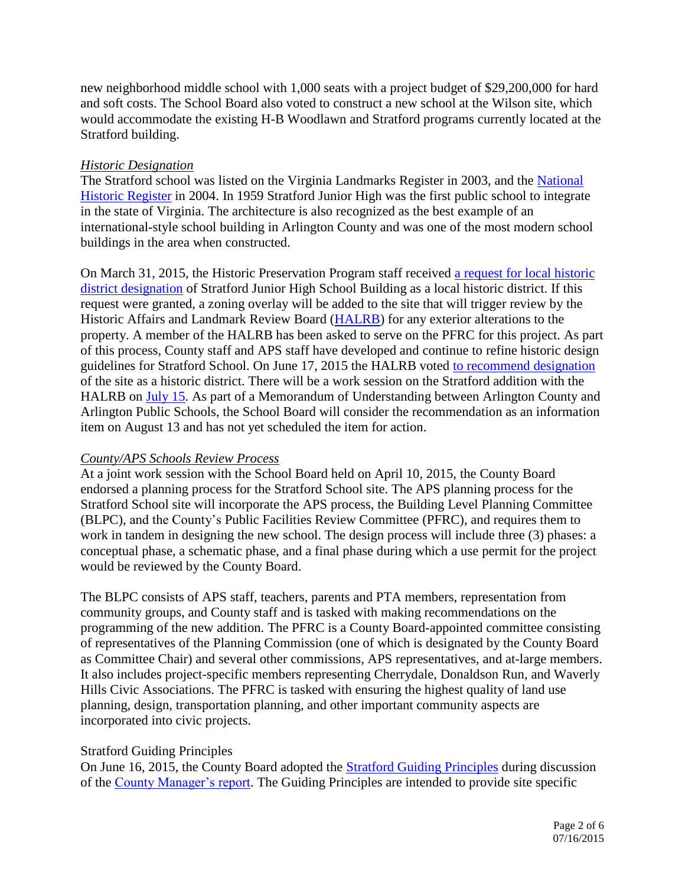new neighborhood middle school with 1,000 seats with a project budget of $29,200,000 for hard and soft costs. The School Board also voted to construct a new school at the Wilson site, which would accommodate the existing H-B Woodlawn and Stratford programs currently located at the Stratford building.

*Historic Designation*

The Stratford school was listed on the Virginia Landmarks Register in 2003, and the National Historic Register in 2004. In 1959 Stratford Junior High was the first public school to integrate in the state of Virginia. The architecture is also recognized as the best example of an international-style school building in Arlington County and was one of the most modern school buildings in the area when constructed.

On March 31, 2015, the Historic Preservation Program staff received a request for local historic district designation of Stratford Junior High School Building as a local historic district. If this request were granted, a zoning overlay will be added to the site that will trigger review by the Historic Affairs and Landmark Review Board (HALRB) for any exterior alterations to the property. A member of the HALRB has been asked to serve on the PFRC for this project. As part of this process, County staff and APS staff have developed and continue to refine historic design guidelines for Stratford School. On June 17, 2015 the HALRB voted to recommend designation of the site as a historic district. There will be a work session on the Stratford addition with the HALRB on July 15. As part of a Memorandum of Understanding between Arlington County and Arlington Public Schools, the School Board will consider the recommendation as an information item on August 13 and has not yet scheduled the item for action.

*County/APS Schools Review Process*

At a joint work session with the School Board held on April 10, 2015, the County Board endorsed a planning process for the Stratford School site. The APS planning process for the Stratford School site will incorporate the APS process, the Building Level Planning Committee (BLPC), and the County's Public Facilities Review Committee (PFRC), and requires them to work in tandem in designing the new school. The design process will include three (3) phases: a conceptual phase, a schematic phase, and a final phase during which a use permit for the project would be reviewed by the County Board.

The BLPC consists of APS staff, teachers, parents and PTA members, representation from community groups, and County staff and is tasked with making recommendations on the programming of the new addition. The PFRC is a County Board-appointed committee consisting of representatives of the Planning Commission (one of which is designated by the County Board as Committee Chair) and several other commissions, APS representatives, and at-large members. It also includes project-specific members representing Cherrydale, Donaldson Run, and Waverly Hills Civic Associations. The PFRC is tasked with ensuring the highest quality of land use planning, design, transportation planning, and other important community aspects are incorporated into civic projects.

Stratford Guiding Principles

On June 16, 2015, the County Board adopted the Stratford Guiding Principles during discussion of the County Manager's report. The Guiding Principles are intended to provide site specific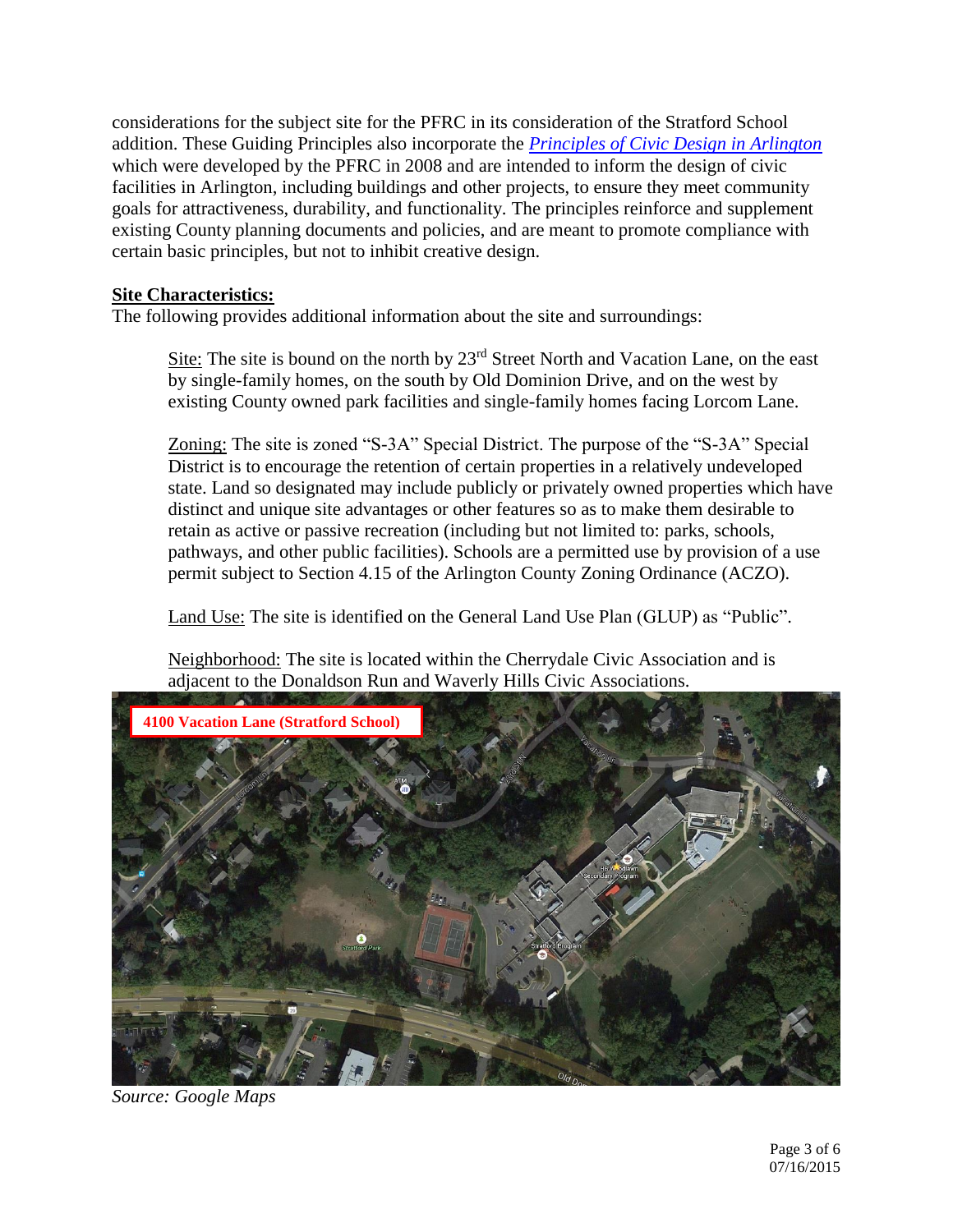considerations for the subject site for the PFRC in its consideration of the Stratford School addition. These Guiding Principles also incorporate the *Principles of Civic Design in Arlington* which were developed by the PFRC in 2008 and are intended to inform the design of civic facilities in Arlington, including buildings and other projects, to ensure they meet community goals for attractiveness, durability, and functionality. The principles reinforce and supplement existing County planning documents and policies, and are meant to promote compliance with certain basic principles, but not to inhibit creative design.

**Site Characteristics:**

The following provides additional information about the site and surroundings:

> Site: The site is bound on the north by 23rd Street North and Vacation Lane, on the east by single-family homes, on the south by Old Dominion Drive, and on the west by existing County owned park facilities and single-family homes facing Lorcom Lane.
>
> Zoning: The site is zoned "S-3A" Special District. The purpose of the "S-3A" Special District is to encourage the retention of certain properties in a relatively undeveloped state. Land so designated may include publicly or privately owned properties which have distinct and unique site advantages or other features so as to make them desirable to retain as active or passive recreation (including but not limited to: parks, schools, pathways, and other public facilities). Schools are a permitted use by provision of a use permit subject to Section 4.15 of the Arlington County Zoning Ordinance (ACZO).
>
> Land Use: The site is identified on the General Land Use Plan (GLUP) as "Public".
>
> Neighborhood: The site is located within the Cherrydale Civic Association and is adjacent to the Donaldson Run and Waverly Hills Civic Associations.

**4100 Vacation Lane (Stratford School)**

*Source: Google Maps*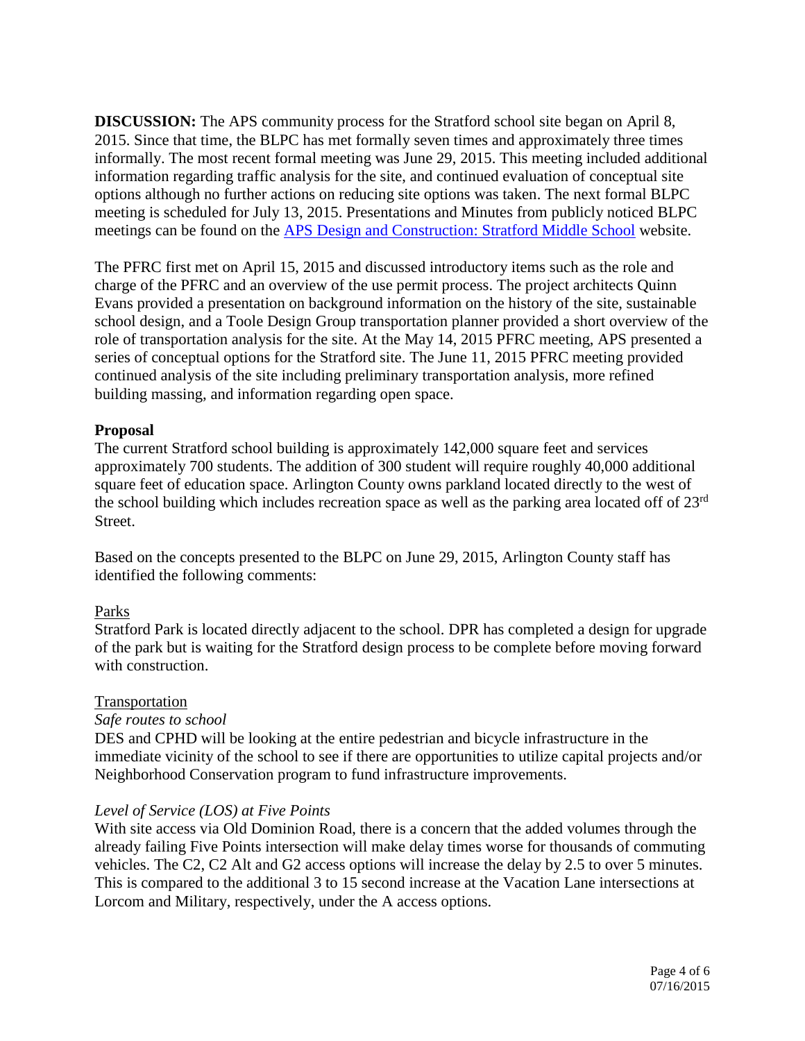**DISCUSSION:** The APS community process for the Stratford school site began on April 8, 2015. Since that time, the BLPC has met formally seven times and approximately three times informally. The most recent formal meeting was June 29, 2015. This meeting included additional information regarding traffic analysis for the site, and continued evaluation of conceptual site options although no further actions on reducing site options was taken. The next formal BLPC meeting is scheduled for July 13, 2015. Presentations and Minutes from publicly noticed BLPC meetings can be found on the APS Design and Construction: Stratford Middle School website.

The PFRC first met on April 15, 2015 and discussed introductory items such as the role and charge of the PFRC and an overview of the use permit process. The project architects Quinn Evans provided a presentation on background information on the history of the site, sustainable school design, and a Toole Design Group transportation planner provided a short overview of the role of transportation analysis for the site. At the May 14, 2015 PFRC meeting, APS presented a series of conceptual options for the Stratford site. The June 11, 2015 PFRC meeting provided continued analysis of the site including preliminary transportation analysis, more refined building massing, and information regarding open space.

**Proposal**

The current Stratford school building is approximately 142,000 square feet and services approximately 700 students. The addition of 300 student will require roughly 40,000 additional square feet of education space. Arlington County owns parkland located directly to the west of the school building which includes recreation space as well as the parking area located off of 23rd Street.

Based on the concepts presented to the BLPC on June 29, 2015, Arlington County staff has identified the following comments:

Parks

Stratford Park is located directly adjacent to the school. DPR has completed a design for upgrade of the park but is waiting for the Stratford design process to be complete before moving forward with construction.

Transportation

*Safe routes to school*

DES and CPHD will be looking at the entire pedestrian and bicycle infrastructure in the immediate vicinity of the school to see if there are opportunities to utilize capital projects and/or Neighborhood Conservation program to fund infrastructure improvements.

*Level of Service (LOS) at Five Points*

With site access via Old Dominion Road, there is a concern that the added volumes through the already failing Five Points intersection will make delay times worse for thousands of commuting vehicles. The C2, C2 Alt and G2 access options will increase the delay by 2.5 to over 5 minutes. This is compared to the additional 3 to 15 second increase at the Vacation Lane intersections at Lorcom and Military, respectively, under the A access options.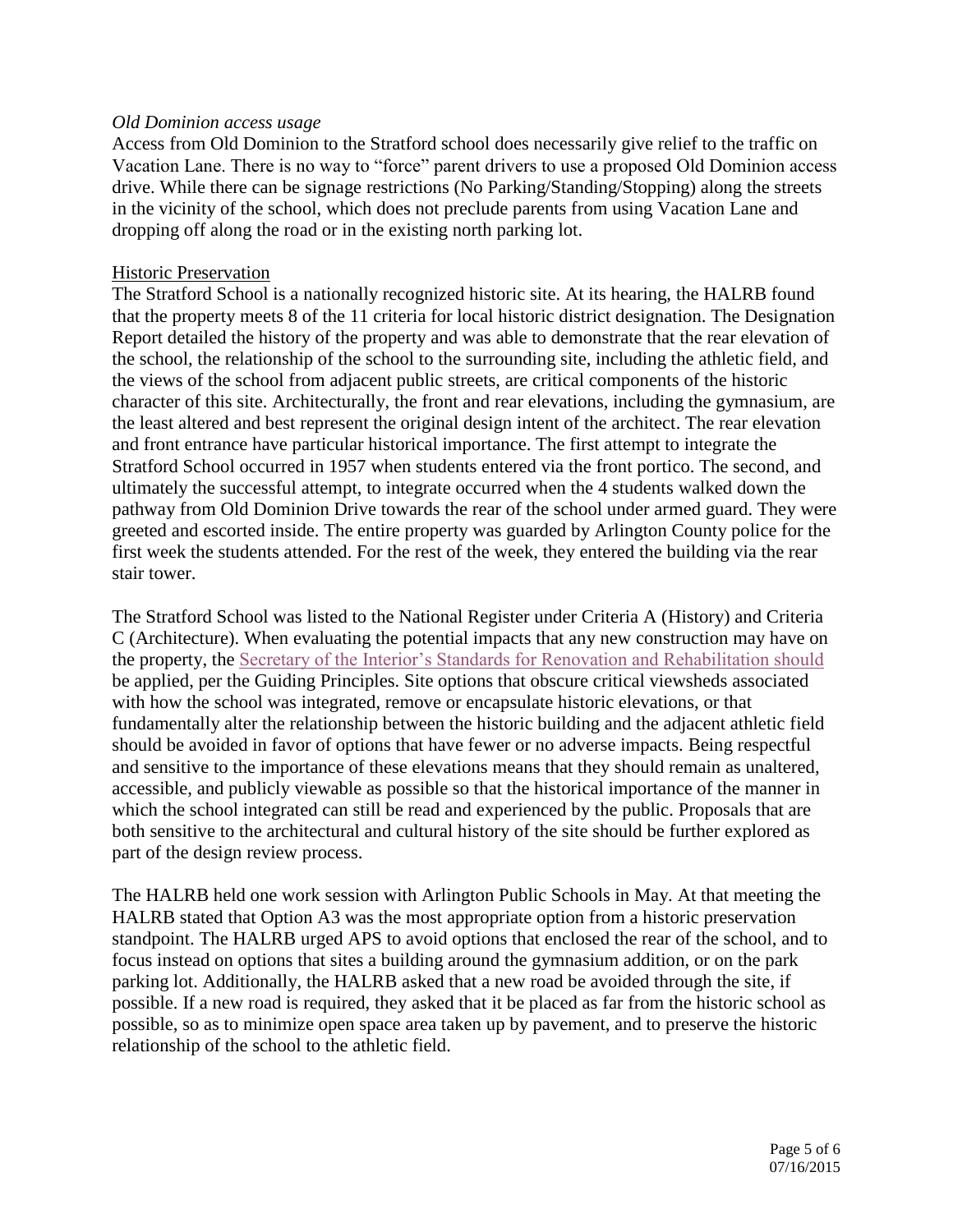*Old Dominion access usage*

Access from Old Dominion to the Stratford school does necessarily give relief to the traffic on Vacation Lane. There is no way to "force" parent drivers to use a proposed Old Dominion access drive. While there can be signage restrictions (No Parking/Standing/Stopping) along the streets in the vicinity of the school, which does not preclude parents from using Vacation Lane and dropping off along the road or in the existing north parking lot.

Historic Preservation

The Stratford School is a nationally recognized historic site. At its hearing, the HALRB found that the property meets 8 of the 11 criteria for local historic district designation. The Designation Report detailed the history of the property and was able to demonstrate that the rear elevation of the school, the relationship of the school to the surrounding site, including the athletic field, and the views of the school from adjacent public streets, are critical components of the historic character of this site. Architecturally, the front and rear elevations, including the gymnasium, are the least altered and best represent the original design intent of the architect. The rear elevation and front entrance have particular historical importance. The first attempt to integrate the Stratford School occurred in 1957 when students entered via the front portico. The second, and ultimately the successful attempt, to integrate occurred when the 4 students walked down the pathway from Old Dominion Drive towards the rear of the school under armed guard. They were greeted and escorted inside. The entire property was guarded by Arlington County police for the first week the students attended. For the rest of the week, they entered the building via the rear stair tower.

The Stratford School was listed to the National Register under Criteria A (History) and Criteria C (Architecture). When evaluating the potential impacts that any new construction may have on the property, the Secretary of the Interior's Standards for Renovation and Rehabilitation should be applied, per the Guiding Principles. Site options that obscure critical viewsheds associated with how the school was integrated, remove or encapsulate historic elevations, or that fundamentally alter the relationship between the historic building and the adjacent athletic field should be avoided in favor of options that have fewer or no adverse impacts. Being respectful and sensitive to the importance of these elevations means that they should remain as unaltered, accessible, and publicly viewable as possible so that the historical importance of the manner in which the school integrated can still be read and experienced by the public. Proposals that are both sensitive to the architectural and cultural history of the site should be further explored as part of the design review process.

The HALRB held one work session with Arlington Public Schools in May. At that meeting the HALRB stated that Option A3 was the most appropriate option from a historic preservation standpoint. The HALRB urged APS to avoid options that enclosed the rear of the school, and to focus instead on options that sites a building around the gymnasium addition, or on the park parking lot. Additionally, the HALRB asked that a new road be avoided through the site, if possible. If a new road is required, they asked that it be placed as far from the historic school as possible, so as to minimize open space area taken up by pavement, and to preserve the historic relationship of the school to the athletic field.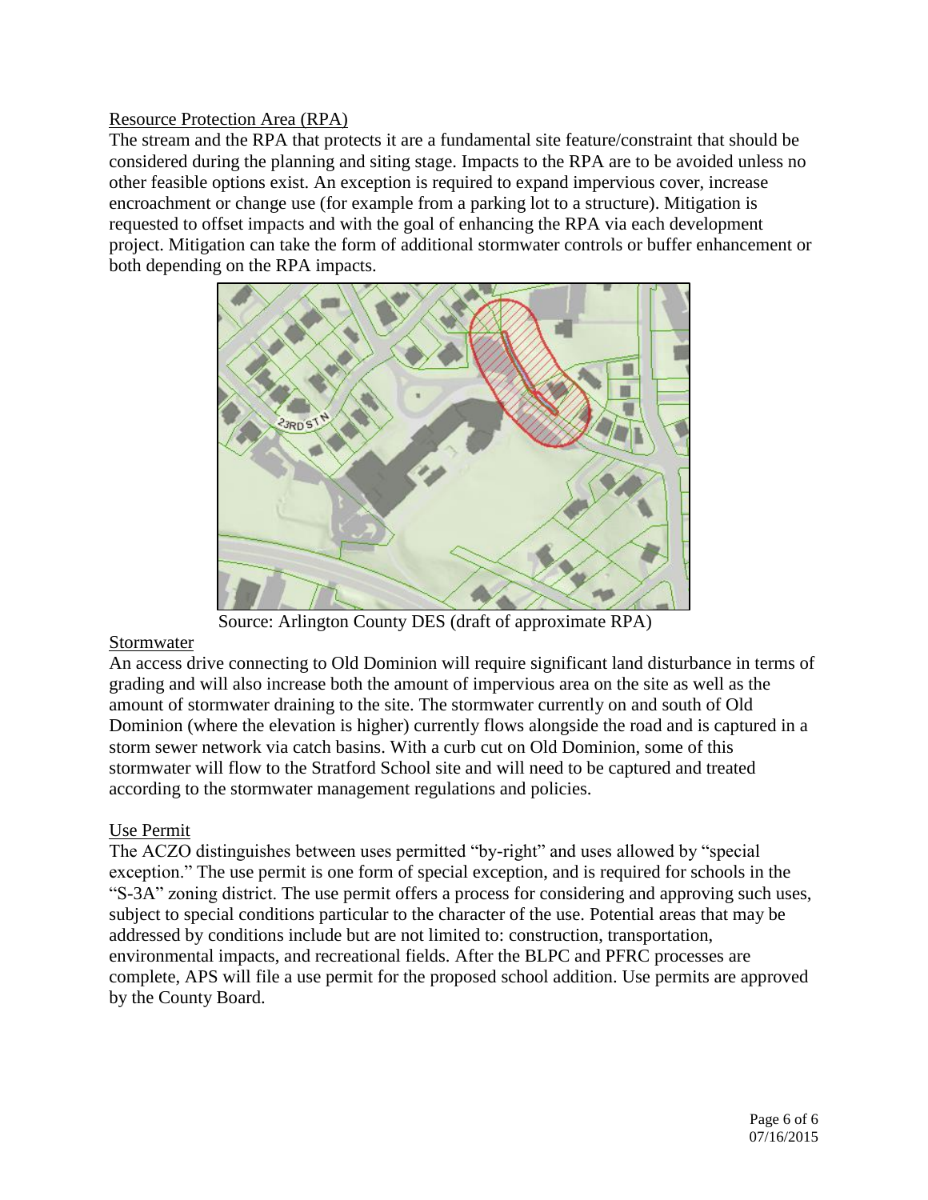## Resource Protection Area (RPA)

The stream and the RPA that protects it are a fundamental site feature/constraint that should be considered during the planning and siting stage. Impacts to the RPA are to be avoided unless no other feasible options exist. An exception is required to expand impervious cover, increase encroachment or change use (for example from a parking lot to a structure). Mitigation is requested to offset impacts and with the goal of enhancing the RPA via each development project. Mitigation can take the form of additional stormwater controls or buffer enhancement or both depending on the RPA impacts.

23RD ST N

Source: Arlington County DES (draft of approximate RPA)

## Stormwater

An access drive connecting to Old Dominion will require significant land disturbance in terms of grading and will also increase both the amount of impervious area on the site as well as the amount of stormwater draining to the site. The stormwater currently on and south of Old Dominion (where the elevation is higher) currently flows alongside the road and is captured in a storm sewer network via catch basins. With a curb cut on Old Dominion, some of this stormwater will flow to the Stratford School site and will need to be captured and treated according to the stormwater management regulations and policies.

## Use Permit

The ACZO distinguishes between uses permitted "by-right" and uses allowed by "special exception." The use permit is one form of special exception, and is required for schools in the "S-3A" zoning district. The use permit offers a process for considering and approving such uses, subject to special conditions particular to the character of the use. Potential areas that may be addressed by conditions include but are not limited to: construction, transportation, environmental impacts, and recreational fields. After the BLPC and PFRC processes are complete, APS will file a use permit for the proposed school addition. Use permits are approved by the County Board.